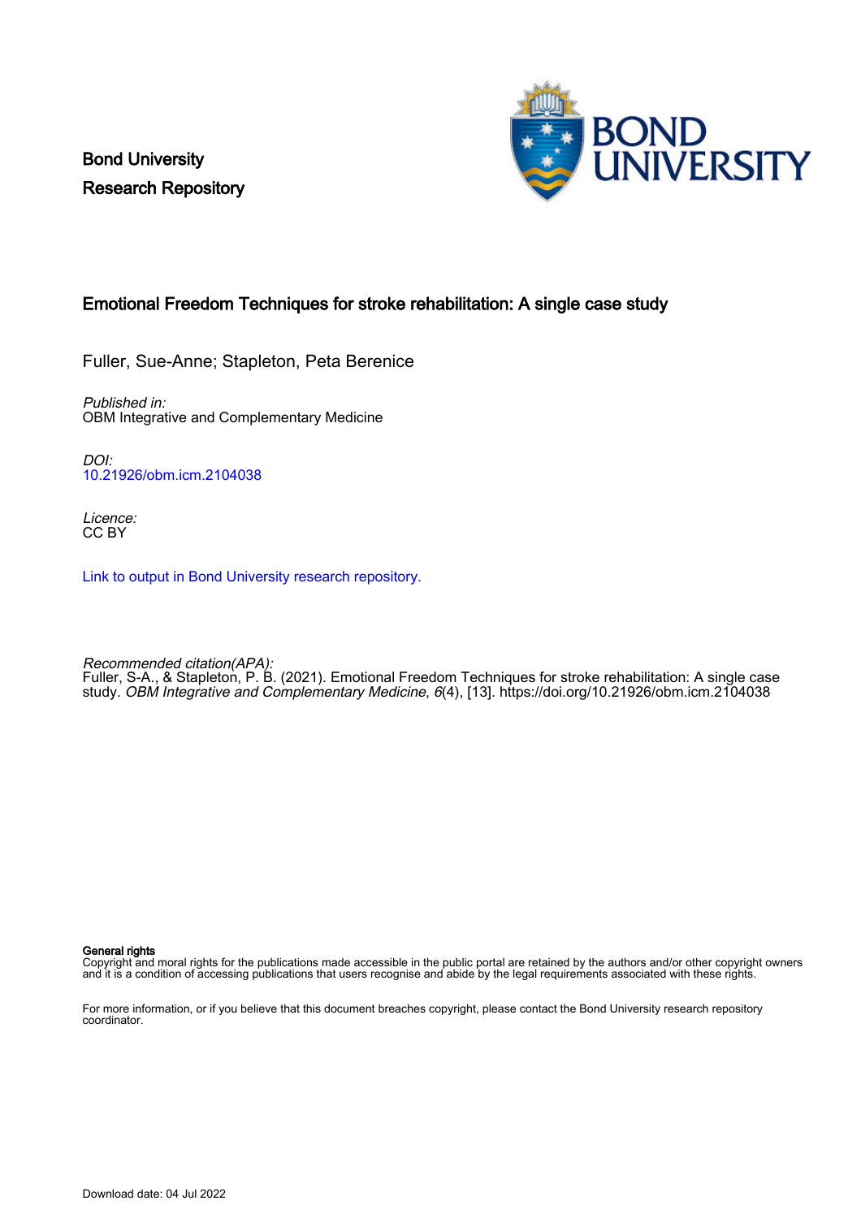Bond University
Research Repository

# Emotional Freedom Techniques for stroke rehabilitation: A single case study

Fuller, Sue-Anne; Stapleton, Peta Berenice

*Published in:*
OBM Integrative and Complementary Medicine

*DOI:*
10.21926/obm.icm.2104038

*Licence:*
CC BY

Link to output in Bond University research repository.

*Recommended citation(APA):*
Fuller, S-A., & Stapleton, P. B. (2021). Emotional Freedom Techniques for stroke rehabilitation: A single case study. *OBM Integrative and Complementary Medicine*, *6*(4), [13]. https://doi.org/10.21926/obm.icm.2104038

**General rights**
Copyright and moral rights for the publications made accessible in the public portal are retained by the authors and/or other copyright owners and it is a condition of accessing publications that users recognise and abide by the legal requirements associated with these rights.

For more information, or if you believe that this document breaches copyright, please contact the Bond University research repository coordinator.

Download date: 04 Jul 2022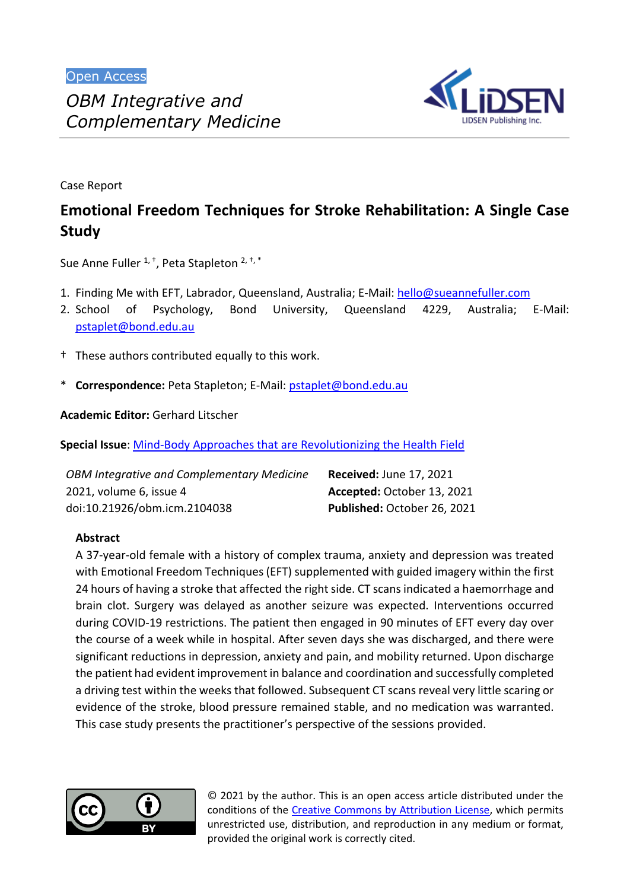Open Access

*OBM Integrative and Complementary Medicine*

Case Report

# Emotional Freedom Techniques for Stroke Rehabilitation: A Single Case Study

Sue Anne Fuller [1,†], Peta Stapleton [2,†,*]

1. Finding Me with EFT, Labrador, Queensland, Australia; E-Mail: hello@sueannefuller.com
2. School of Psychology, Bond University, Queensland 4229, Australia; E-Mail: pstaplet@bond.edu.au

† These authors contributed equally to this work.

* **Correspondence:** Peta Stapleton; E-Mail: pstaplet@bond.edu.au

**Academic Editor:** Gerhard Litscher

**Special Issue**: Mind-Body Approaches that are Revolutionizing the Health Field

*OBM Integrative and Complementary Medicine*
2021, volume 6, issue 4
doi:10.21926/obm.icm.2104038

**Received:** June 17, 2021
**Accepted:** October 13, 2021
**Published:** October 26, 2021

## Abstract

A 37-year-old female with a history of complex trauma, anxiety and depression was treated with Emotional Freedom Techniques (EFT) supplemented with guided imagery within the first 24 hours of having a stroke that affected the right side. CT scans indicated a haemorrhage and brain clot. Surgery was delayed as another seizure was expected. Interventions occurred during COVID-19 restrictions. The patient then engaged in 90 minutes of EFT every day over the course of a week while in hospital. After seven days she was discharged, and there were significant reductions in depression, anxiety and pain, and mobility returned. Upon discharge the patient had evident improvement in balance and coordination and successfully completed a driving test within the weeks that followed. Subsequent CT scans reveal very little scaring or evidence of the stroke, blood pressure remained stable, and no medication was warranted. This case study presents the practitioner's perspective of the sessions provided.

© 2021 by the author. This is an open access article distributed under the conditions of the Creative Commons by Attribution License, which permits unrestricted use, distribution, and reproduction in any medium or format, provided the original work is correctly cited.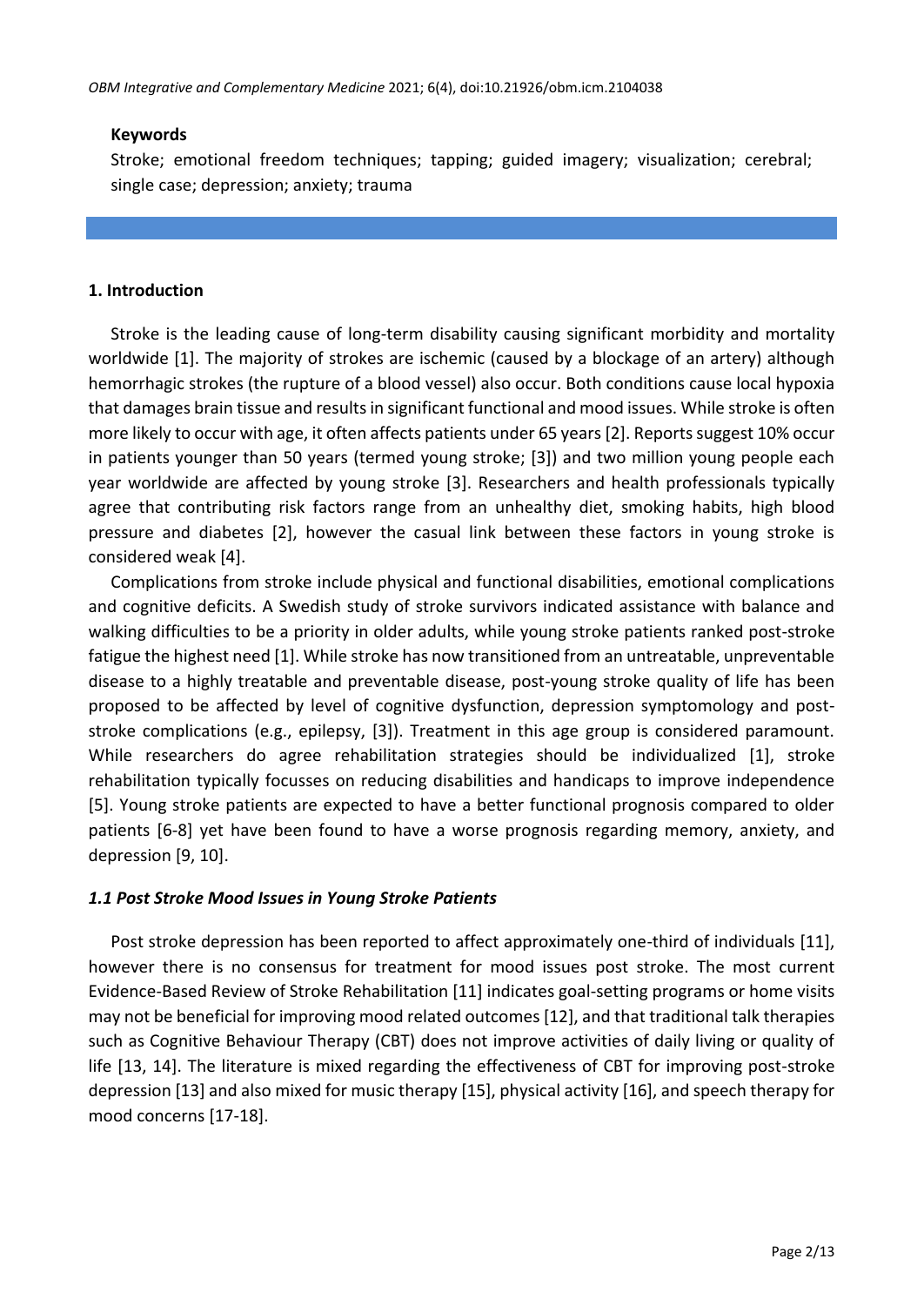**Keywords**

Stroke; emotional freedom techniques; tapping; guided imagery; visualization; cerebral; single case; depression; anxiety; trauma

## 1. Introduction

Stroke is the leading cause of long-term disability causing significant morbidity and mortality worldwide [1]. The majority of strokes are ischemic (caused by a blockage of an artery) although hemorrhagic strokes (the rupture of a blood vessel) also occur. Both conditions cause local hypoxia that damages brain tissue and results in significant functional and mood issues. While stroke is often more likely to occur with age, it often affects patients under 65 years [2]. Reports suggest 10% occur in patients younger than 50 years (termed young stroke; [3]) and two million young people each year worldwide are affected by young stroke [3]. Researchers and health professionals typically agree that contributing risk factors range from an unhealthy diet, smoking habits, high blood pressure and diabetes [2], however the casual link between these factors in young stroke is considered weak [4].

Complications from stroke include physical and functional disabilities, emotional complications and cognitive deficits. A Swedish study of stroke survivors indicated assistance with balance and walking difficulties to be a priority in older adults, while young stroke patients ranked post-stroke fatigue the highest need [1]. While stroke has now transitioned from an untreatable, unpreventable disease to a highly treatable and preventable disease, post-young stroke quality of life has been proposed to be affected by level of cognitive dysfunction, depression symptomology and post-stroke complications (e.g., epilepsy, [3]). Treatment in this age group is considered paramount. While researchers do agree rehabilitation strategies should be individualized [1], stroke rehabilitation typically focusses on reducing disabilities and handicaps to improve independence [5]. Young stroke patients are expected to have a better functional prognosis compared to older patients [6-8] yet have been found to have a worse prognosis regarding memory, anxiety, and depression [9, 10].

### *1.1 Post Stroke Mood Issues in Young Stroke Patients*

Post stroke depression has been reported to affect approximately one-third of individuals [11], however there is no consensus for treatment for mood issues post stroke. The most current Evidence-Based Review of Stroke Rehabilitation [11] indicates goal-setting programs or home visits may not be beneficial for improving mood related outcomes [12], and that traditional talk therapies such as Cognitive Behaviour Therapy (CBT) does not improve activities of daily living or quality of life [13, 14]. The literature is mixed regarding the effectiveness of CBT for improving post-stroke depression [13] and also mixed for music therapy [15], physical activity [16], and speech therapy for mood concerns [17-18].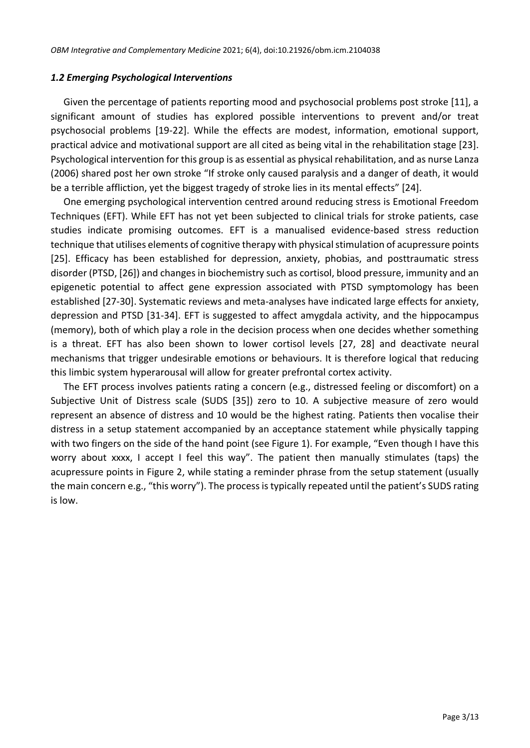### *1.2 Emerging Psychological Interventions*

Given the percentage of patients reporting mood and psychosocial problems post stroke [11], a significant amount of studies has explored possible interventions to prevent and/or treat psychosocial problems [19-22]. While the effects are modest, information, emotional support, practical advice and motivational support are all cited as being vital in the rehabilitation stage [23]. Psychological intervention for this group is as essential as physical rehabilitation, and as nurse Lanza (2006) shared post her own stroke "If stroke only caused paralysis and a danger of death, it would be a terrible affliction, yet the biggest tragedy of stroke lies in its mental effects" [24].

One emerging psychological intervention centred around reducing stress is Emotional Freedom Techniques (EFT). While EFT has not yet been subjected to clinical trials for stroke patients, case studies indicate promising outcomes. EFT is a manualised evidence-based stress reduction technique that utilises elements of cognitive therapy with physical stimulation of acupressure points [25]. Efficacy has been established for depression, anxiety, phobias, and posttraumatic stress disorder (PTSD, [26]) and changes in biochemistry such as cortisol, blood pressure, immunity and an epigenetic potential to affect gene expression associated with PTSD symptomology has been established [27-30]. Systematic reviews and meta-analyses have indicated large effects for anxiety, depression and PTSD [31-34]. EFT is suggested to affect amygdala activity, and the hippocampus (memory), both of which play a role in the decision process when one decides whether something is a threat. EFT has also been shown to lower cortisol levels [27, 28] and deactivate neural mechanisms that trigger undesirable emotions or behaviours. It is therefore logical that reducing this limbic system hyperarousal will allow for greater prefrontal cortex activity.

The EFT process involves patients rating a concern (e.g., distressed feeling or discomfort) on a Subjective Unit of Distress scale (SUDS [35]) zero to 10. A subjective measure of zero would represent an absence of distress and 10 would be the highest rating. Patients then vocalise their distress in a setup statement accompanied by an acceptance statement while physically tapping with two fingers on the side of the hand point (see Figure 1). For example, "Even though I have this worry about xxxx, I accept I feel this way". The patient then manually stimulates (taps) the acupressure points in Figure 2, while stating a reminder phrase from the setup statement (usually the main concern e.g., "this worry"). The process is typically repeated until the patient's SUDS rating is low.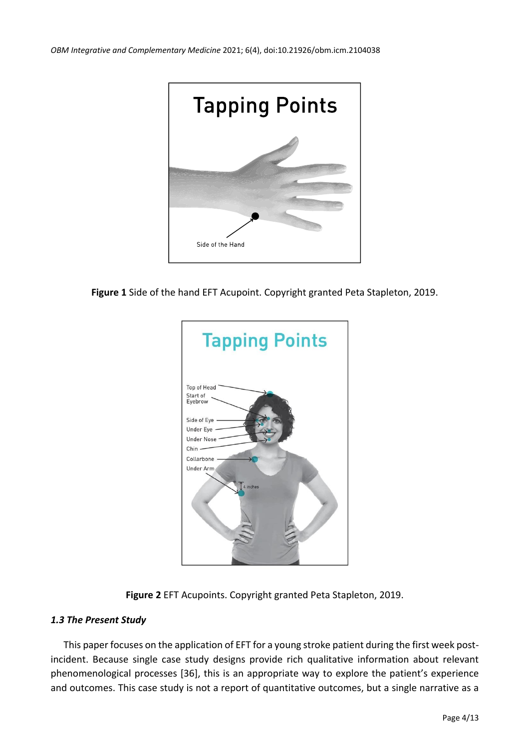**Figure 1** Side of the hand EFT Acupoint. Copyright granted Peta Stapleton, 2019.

**Figure 2** EFT Acupoints. Copyright granted Peta Stapleton, 2019.

### *1.3 The Present Study*

This paper focuses on the application of EFT for a young stroke patient during the first week post-incident. Because single case study designs provide rich qualitative information about relevant phenomenological processes [36], this is an appropriate way to explore the patient's experience and outcomes. This case study is not a report of quantitative outcomes, but a single narrative as a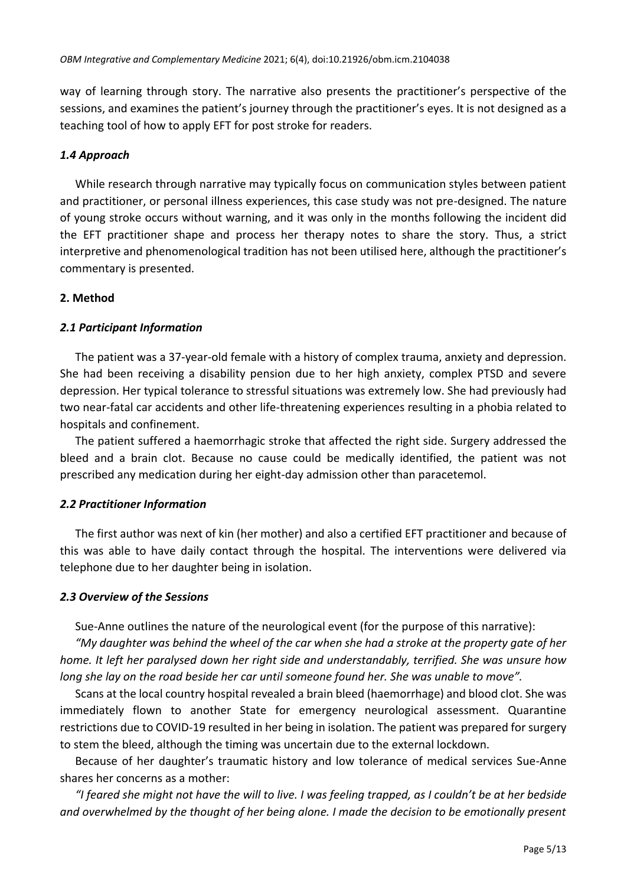way of learning through story. The narrative also presents the practitioner's perspective of the sessions, and examines the patient's journey through the practitioner's eyes. It is not designed as a teaching tool of how to apply EFT for post stroke for readers.

### *1.4 Approach*

While research through narrative may typically focus on communication styles between patient and practitioner, or personal illness experiences, this case study was not pre-designed. The nature of young stroke occurs without warning, and it was only in the months following the incident did the EFT practitioner shape and process her therapy notes to share the story. Thus, a strict interpretive and phenomenological tradition has not been utilised here, although the practitioner's commentary is presented.

## **2. Method**

### *2.1 Participant Information*

The patient was a 37-year-old female with a history of complex trauma, anxiety and depression. She had been receiving a disability pension due to her high anxiety, complex PTSD and severe depression. Her typical tolerance to stressful situations was extremely low. She had previously had two near-fatal car accidents and other life-threatening experiences resulting in a phobia related to hospitals and confinement.

The patient suffered a haemorrhagic stroke that affected the right side. Surgery addressed the bleed and a brain clot. Because no cause could be medically identified, the patient was not prescribed any medication during her eight-day admission other than paracetemol.

### *2.2 Practitioner Information*

The first author was next of kin (her mother) and also a certified EFT practitioner and because of this was able to have daily contact through the hospital. The interventions were delivered via telephone due to her daughter being in isolation.

### *2.3 Overview of the Sessions*

Sue-Anne outlines the nature of the neurological event (for the purpose of this narrative):

*"My daughter was behind the wheel of the car when she had a stroke at the property gate of her home. It left her paralysed down her right side and understandably, terrified. She was unsure how long she lay on the road beside her car until someone found her. She was unable to move".*

Scans at the local country hospital revealed a brain bleed (haemorrhage) and blood clot. She was immediately flown to another State for emergency neurological assessment. Quarantine restrictions due to COVID-19 resulted in her being in isolation. The patient was prepared for surgery to stem the bleed, although the timing was uncertain due to the external lockdown.

Because of her daughter's traumatic history and low tolerance of medical services Sue-Anne shares her concerns as a mother:

*"I feared she might not have the will to live. I was feeling trapped, as I couldn't be at her bedside and overwhelmed by the thought of her being alone. I made the decision to be emotionally present*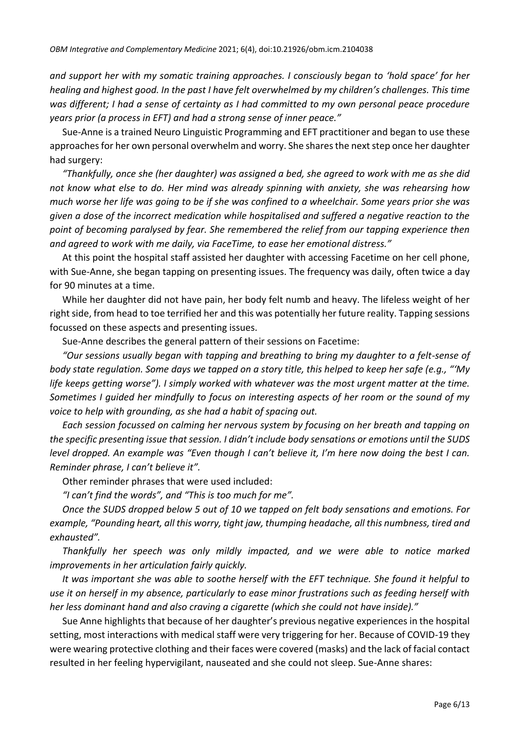*and support her with my somatic training approaches. I consciously began to 'hold space' for her healing and highest good. In the past I have felt overwhelmed by my children's challenges. This time was different; I had a sense of certainty as I had committed to my own personal peace procedure years prior (a process in EFT) and had a strong sense of inner peace."*

Sue-Anne is a trained Neuro Linguistic Programming and EFT practitioner and began to use these approaches for her own personal overwhelm and worry. She shares the next step once her daughter had surgery:

*"Thankfully, once she (her daughter) was assigned a bed, she agreed to work with me as she did not know what else to do. Her mind was already spinning with anxiety, she was rehearsing how much worse her life was going to be if she was confined to a wheelchair. Some years prior she was given a dose of the incorrect medication while hospitalised and suffered a negative reaction to the point of becoming paralysed by fear. She remembered the relief from our tapping experience then and agreed to work with me daily, via FaceTime, to ease her emotional distress."*

At this point the hospital staff assisted her daughter with accessing Facetime on her cell phone, with Sue-Anne, she began tapping on presenting issues. The frequency was daily, often twice a day for 90 minutes at a time.

While her daughter did not have pain, her body felt numb and heavy. The lifeless weight of her right side, from head to toe terrified her and this was potentially her future reality. Tapping sessions focussed on these aspects and presenting issues.

Sue-Anne describes the general pattern of their sessions on Facetime:

*"Our sessions usually began with tapping and breathing to bring my daughter to a felt-sense of body state regulation. Some days we tapped on a story title, this helped to keep her safe (e.g., "'My life keeps getting worse"). I simply worked with whatever was the most urgent matter at the time. Sometimes I guided her mindfully to focus on interesting aspects of her room or the sound of my voice to help with grounding, as she had a habit of spacing out.*

*Each session focussed on calming her nervous system by focusing on her breath and tapping on the specific presenting issue that session. I didn't include body sensations or emotions until the SUDS level dropped. An example was "Even though I can't believe it, I'm here now doing the best I can. Reminder phrase, I can't believe it".*

Other reminder phrases that were used included:

*"I can't find the words", and "This is too much for me".*

*Once the SUDS dropped below 5 out of 10 we tapped on felt body sensations and emotions. For example, "Pounding heart, all this worry, tight jaw, thumping headache, all this numbness, tired and exhausted".*

*Thankfully her speech was only mildly impacted, and we were able to notice marked improvements in her articulation fairly quickly.*

*It was important she was able to soothe herself with the EFT technique. She found it helpful to use it on herself in my absence, particularly to ease minor frustrations such as feeding herself with her less dominant hand and also craving a cigarette (which she could not have inside)."*

Sue Anne highlights that because of her daughter's previous negative experiences in the hospital setting, most interactions with medical staff were very triggering for her. Because of COVID-19 they were wearing protective clothing and their faces were covered (masks) and the lack of facial contact resulted in her feeling hypervigilant, nauseated and she could not sleep. Sue-Anne shares: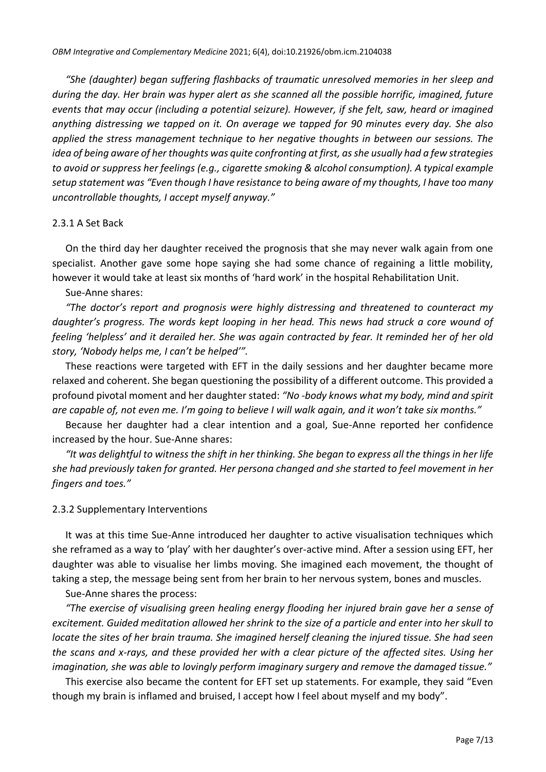*"She (daughter) began suffering flashbacks of traumatic unresolved memories in her sleep and during the day. Her brain was hyper alert as she scanned all the possible horrific, imagined, future events that may occur (including a potential seizure). However, if she felt, saw, heard or imagined anything distressing we tapped on it. On average we tapped for 90 minutes every day. She also applied the stress management technique to her negative thoughts in between our sessions. The idea of being aware of her thoughts was quite confronting at first, as she usually had a few strategies to avoid or suppress her feelings (e.g., cigarette smoking & alcohol consumption). A typical example setup statement was "Even though I have resistance to being aware of my thoughts, I have too many uncontrollable thoughts, I accept myself anyway."*

### 2.3.1 A Set Back

On the third day her daughter received the prognosis that she may never walk again from one specialist. Another gave some hope saying she had some chance of regaining a little mobility, however it would take at least six months of 'hard work' in the hospital Rehabilitation Unit.

Sue-Anne shares:

*"The doctor's report and prognosis were highly distressing and threatened to counteract my daughter's progress. The words kept looping in her head. This news had struck a core wound of feeling 'helpless' and it derailed her. She was again contracted by fear. It reminded her of her old story, 'Nobody helps me, I can't be helped'".*

These reactions were targeted with EFT in the daily sessions and her daughter became more relaxed and coherent. She began questioning the possibility of a different outcome. This provided a profound pivotal moment and her daughter stated: *"No -body knows what my body, mind and spirit are capable of, not even me. I'm going to believe I will walk again, and it won't take six months."*

Because her daughter had a clear intention and a goal, Sue-Anne reported her confidence increased by the hour. Sue-Anne shares:

*"It was delightful to witness the shift in her thinking. She began to express all the things in her life she had previously taken for granted. Her persona changed and she started to feel movement in her fingers and toes."*

### 2.3.2 Supplementary Interventions

It was at this time Sue-Anne introduced her daughter to active visualisation techniques which she reframed as a way to 'play' with her daughter's over-active mind. After a session using EFT, her daughter was able to visualise her limbs moving. She imagined each movement, the thought of taking a step, the message being sent from her brain to her nervous system, bones and muscles.

Sue-Anne shares the process:

*"The exercise of visualising green healing energy flooding her injured brain gave her a sense of excitement. Guided meditation allowed her shrink to the size of a particle and enter into her skull to locate the sites of her brain trauma. She imagined herself cleaning the injured tissue. She had seen the scans and x-rays, and these provided her with a clear picture of the affected sites. Using her imagination, she was able to lovingly perform imaginary surgery and remove the damaged tissue."*

This exercise also became the content for EFT set up statements. For example, they said "Even though my brain is inflamed and bruised, I accept how I feel about myself and my body".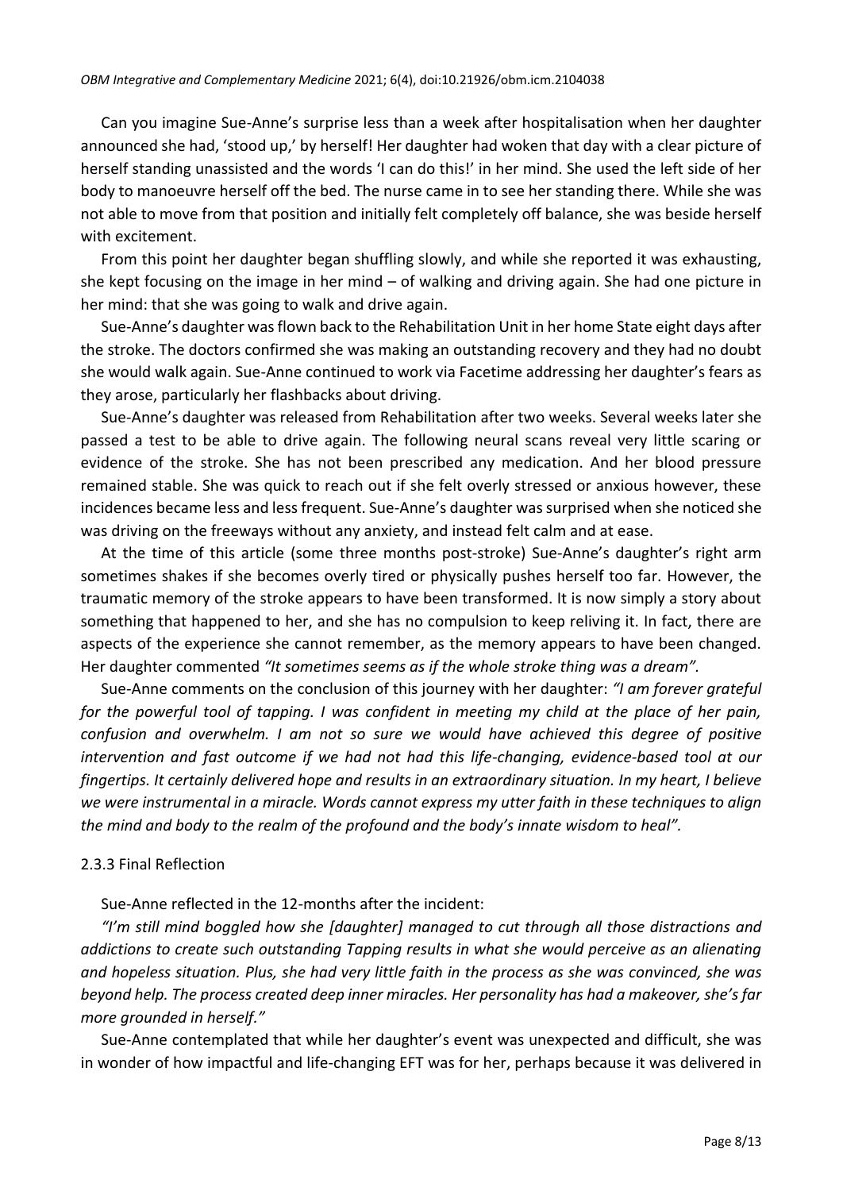Can you imagine Sue-Anne's surprise less than a week after hospitalisation when her daughter announced she had, 'stood up,' by herself! Her daughter had woken that day with a clear picture of herself standing unassisted and the words 'I can do this!' in her mind. She used the left side of her body to manoeuvre herself off the bed. The nurse came in to see her standing there. While she was not able to move from that position and initially felt completely off balance, she was beside herself with excitement.

From this point her daughter began shuffling slowly, and while she reported it was exhausting, she kept focusing on the image in her mind – of walking and driving again. She had one picture in her mind: that she was going to walk and drive again.

Sue-Anne's daughter was flown back to the Rehabilitation Unit in her home State eight days after the stroke. The doctors confirmed she was making an outstanding recovery and they had no doubt she would walk again. Sue-Anne continued to work via Facetime addressing her daughter's fears as they arose, particularly her flashbacks about driving.

Sue-Anne's daughter was released from Rehabilitation after two weeks. Several weeks later she passed a test to be able to drive again. The following neural scans reveal very little scaring or evidence of the stroke. She has not been prescribed any medication. And her blood pressure remained stable. She was quick to reach out if she felt overly stressed or anxious however, these incidences became less and less frequent. Sue-Anne's daughter was surprised when she noticed she was driving on the freeways without any anxiety, and instead felt calm and at ease.

At the time of this article (some three months post-stroke) Sue-Anne's daughter's right arm sometimes shakes if she becomes overly tired or physically pushes herself too far. However, the traumatic memory of the stroke appears to have been transformed. It is now simply a story about something that happened to her, and she has no compulsion to keep reliving it. In fact, there are aspects of the experience she cannot remember, as the memory appears to have been changed. Her daughter commented *"It sometimes seems as if the whole stroke thing was a dream".*

Sue-Anne comments on the conclusion of this journey with her daughter: *"I am forever grateful for the powerful tool of tapping. I was confident in meeting my child at the place of her pain, confusion and overwhelm. I am not so sure we would have achieved this degree of positive intervention and fast outcome if we had not had this life-changing, evidence-based tool at our fingertips. It certainly delivered hope and results in an extraordinary situation. In my heart, I believe we were instrumental in a miracle. Words cannot express my utter faith in these techniques to align the mind and body to the realm of the profound and the body's innate wisdom to heal".*

### 2.3.3 Final Reflection

Sue-Anne reflected in the 12-months after the incident:

*"I'm still mind boggled how she [daughter] managed to cut through all those distractions and addictions to create such outstanding Tapping results in what she would perceive as an alienating and hopeless situation. Plus, she had very little faith in the process as she was convinced, she was beyond help. The process created deep inner miracles. Her personality has had a makeover, she's far more grounded in herself."*

Sue-Anne contemplated that while her daughter's event was unexpected and difficult, she was in wonder of how impactful and life-changing EFT was for her, perhaps because it was delivered in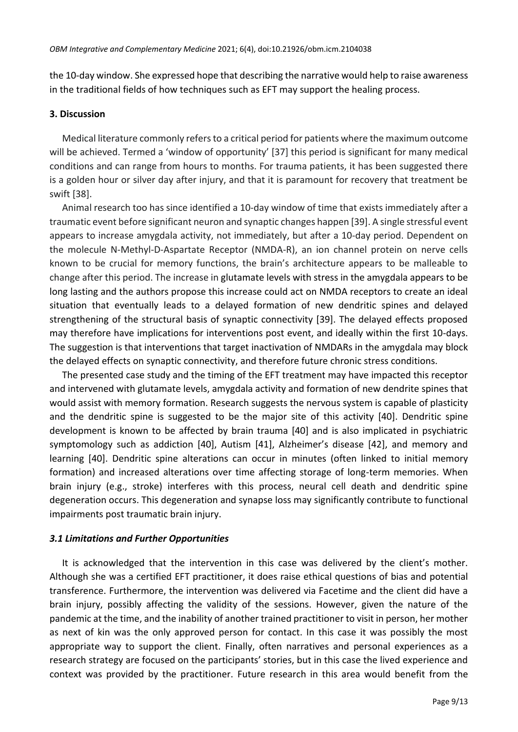the 10-day window. She expressed hope that describing the narrative would help to raise awareness in the traditional fields of how techniques such as EFT may support the healing process.

## 3. Discussion

Medical literature commonly refers to a critical period for patients where the maximum outcome will be achieved. Termed a 'window of opportunity' [37] this period is significant for many medical conditions and can range from hours to months. For trauma patients, it has been suggested there is a golden hour or silver day after injury, and that it is paramount for recovery that treatment be swift [38].

Animal research too has since identified a 10-day window of time that exists immediately after a traumatic event before significant neuron and synaptic changes happen [39]. A single stressful event appears to increase amygdala activity, not immediately, but after a 10-day period. Dependent on the molecule N-Methyl-D-Aspartate Receptor (NMDA-R), an ion channel protein on nerve cells known to be crucial for memory functions, the brain's architecture appears to be malleable to change after this period. The increase in glutamate levels with stress in the amygdala appears to be long lasting and the authors propose this increase could act on NMDA receptors to create an ideal situation that eventually leads to a delayed formation of new dendritic spines and delayed strengthening of the structural basis of synaptic connectivity [39]. The delayed effects proposed may therefore have implications for interventions post event, and ideally within the first 10-days. The suggestion is that interventions that target inactivation of NMDARs in the amygdala may block the delayed effects on synaptic connectivity, and therefore future chronic stress conditions.

The presented case study and the timing of the EFT treatment may have impacted this receptor and intervened with glutamate levels, amygdala activity and formation of new dendrite spines that would assist with memory formation. Research suggests the nervous system is capable of plasticity and the dendritic spine is suggested to be the major site of this activity [40]. Dendritic spine development is known to be affected by brain trauma [40] and is also implicated in psychiatric symptomology such as addiction [40], Autism [41], Alzheimer's disease [42], and memory and learning [40]. Dendritic spine alterations can occur in minutes (often linked to initial memory formation) and increased alterations over time affecting storage of long-term memories. When brain injury (e.g., stroke) interferes with this process, neural cell death and dendritic spine degeneration occurs. This degeneration and synapse loss may significantly contribute to functional impairments post traumatic brain injury.

### *3.1 Limitations and Further Opportunities*

It is acknowledged that the intervention in this case was delivered by the client's mother. Although she was a certified EFT practitioner, it does raise ethical questions of bias and potential transference. Furthermore, the intervention was delivered via Facetime and the client did have a brain injury, possibly affecting the validity of the sessions. However, given the nature of the pandemic at the time, and the inability of another trained practitioner to visit in person, her mother as next of kin was the only approved person for contact. In this case it was possibly the most appropriate way to support the client. Finally, often narratives and personal experiences as a research strategy are focused on the participants' stories, but in this case the lived experience and context was provided by the practitioner. Future research in this area would benefit from the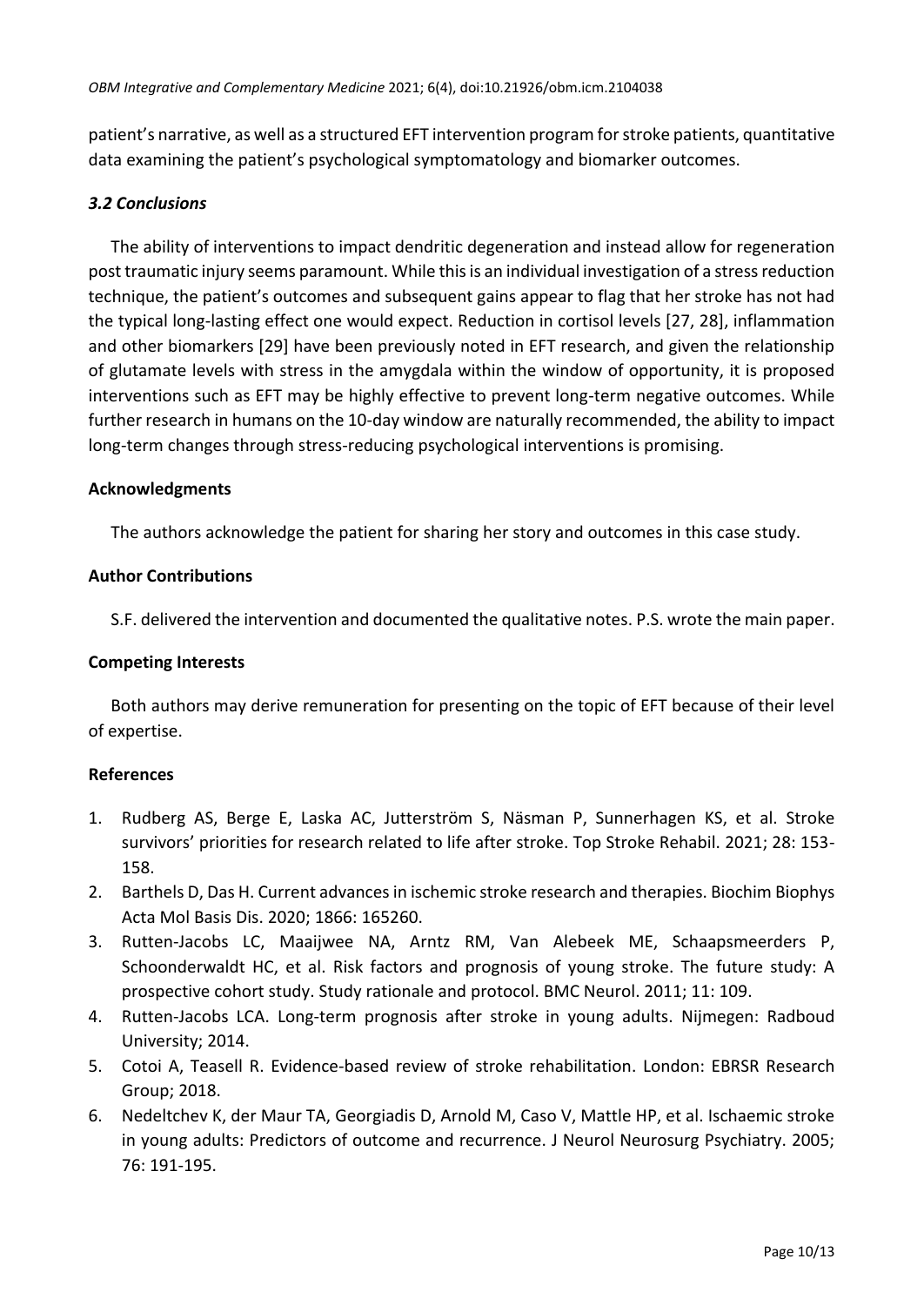patient's narrative, as well as a structured EFT intervention program for stroke patients, quantitative data examining the patient's psychological symptomatology and biomarker outcomes.

### *3.2 Conclusions*

The ability of interventions to impact dendritic degeneration and instead allow for regeneration post traumatic injury seems paramount. While this is an individual investigation of a stress reduction technique, the patient's outcomes and subsequent gains appear to flag that her stroke has not had the typical long-lasting effect one would expect. Reduction in cortisol levels [27, 28], inflammation and other biomarkers [29] have been previously noted in EFT research, and given the relationship of glutamate levels with stress in the amygdala within the window of opportunity, it is proposed interventions such as EFT may be highly effective to prevent long-term negative outcomes. While further research in humans on the 10-day window are naturally recommended, the ability to impact long-term changes through stress-reducing psychological interventions is promising.

## Acknowledgments

The authors acknowledge the patient for sharing her story and outcomes in this case study.

## Author Contributions

S.F. delivered the intervention and documented the qualitative notes. P.S. wrote the main paper.

## Competing Interests

Both authors may derive remuneration for presenting on the topic of EFT because of their level of expertise.

## References

1. Rudberg AS, Berge E, Laska AC, Jutterström S, Näsman P, Sunnerhagen KS, et al. Stroke survivors' priorities for research related to life after stroke. Top Stroke Rehabil. 2021; 28: 153-158.
2. Barthels D, Das H. Current advances in ischemic stroke research and therapies. Biochim Biophys Acta Mol Basis Dis. 2020; 1866: 165260.
3. Rutten-Jacobs LC, Maaijwee NA, Arntz RM, Van Alebeek ME, Schaapsmeerders P, Schoonderwaldt HC, et al. Risk factors and prognosis of young stroke. The future study: A prospective cohort study. Study rationale and protocol. BMC Neurol. 2011; 11: 109.
4. Rutten-Jacobs LCA. Long-term prognosis after stroke in young adults. Nijmegen: Radboud University; 2014.
5. Cotoi A, Teasell R. Evidence-based review of stroke rehabilitation. London: EBRSR Research Group; 2018.
6. Nedeltchev K, der Maur TA, Georgiadis D, Arnold M, Caso V, Mattle HP, et al. Ischaemic stroke in young adults: Predictors of outcome and recurrence. J Neurol Neurosurg Psychiatry. 2005; 76: 191-195.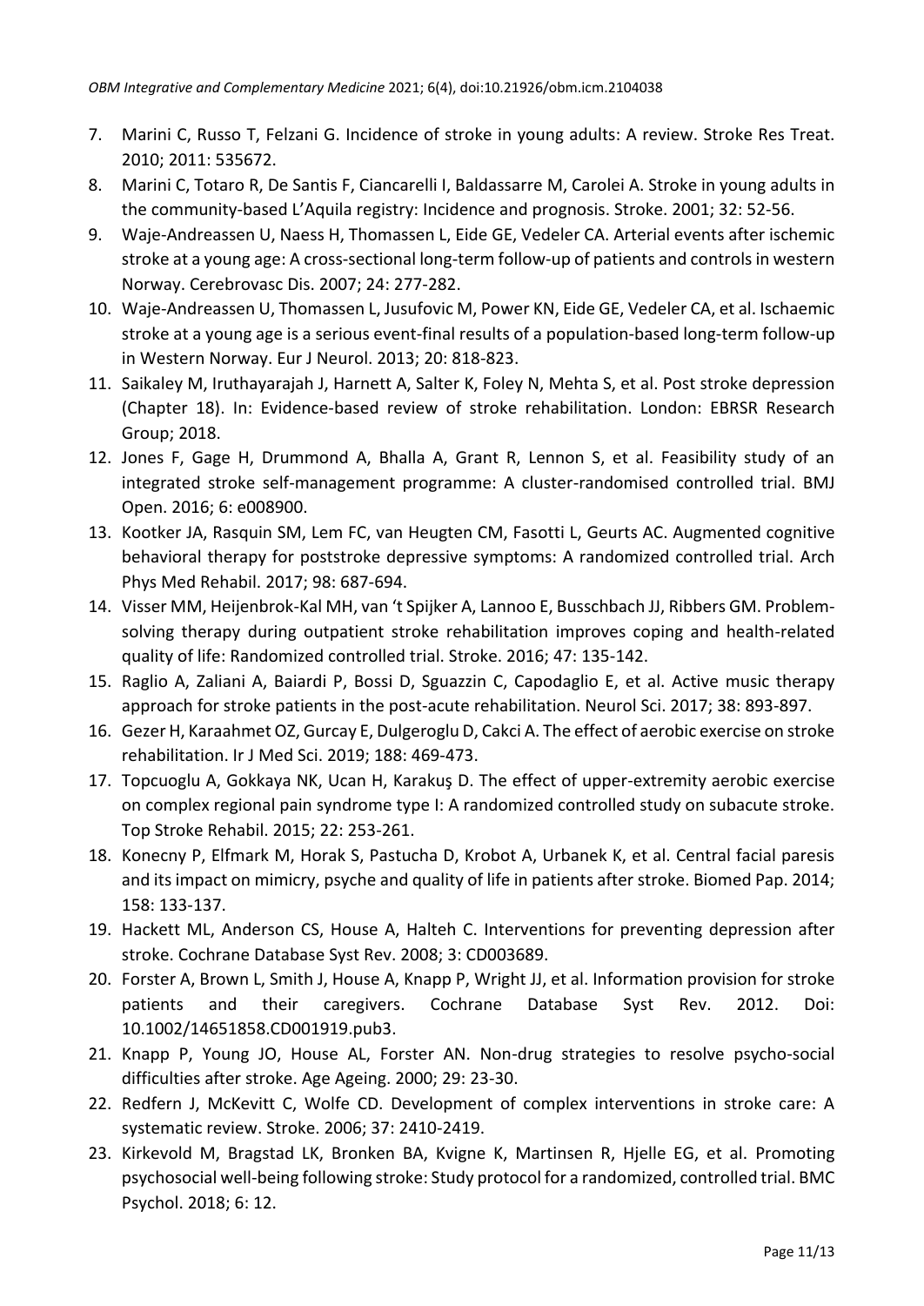7. Marini C, Russo T, Felzani G. Incidence of stroke in young adults: A review. Stroke Res Treat. 2010; 2011: 535672.
8. Marini C, Totaro R, De Santis F, Ciancarelli I, Baldassarre M, Carolei A. Stroke in young adults in the community-based L'Aquila registry: Incidence and prognosis. Stroke. 2001; 32: 52-56.
9. Waje-Andreassen U, Naess H, Thomassen L, Eide GE, Vedeler CA. Arterial events after ischemic stroke at a young age: A cross-sectional long-term follow-up of patients and controls in western Norway. Cerebrovasc Dis. 2007; 24: 277-282.
10. Waje-Andreassen U, Thomassen L, Jusufovic M, Power KN, Eide GE, Vedeler CA, et al. Ischaemic stroke at a young age is a serious event-final results of a population-based long-term follow-up in Western Norway. Eur J Neurol. 2013; 20: 818-823.
11. Saikaley M, Iruthayarajah J, Harnett A, Salter K, Foley N, Mehta S, et al. Post stroke depression (Chapter 18). In: Evidence-based review of stroke rehabilitation. London: EBRSR Research Group; 2018.
12. Jones F, Gage H, Drummond A, Bhalla A, Grant R, Lennon S, et al. Feasibility study of an integrated stroke self-management programme: A cluster-randomised controlled trial. BMJ Open. 2016; 6: e008900.
13. Kootker JA, Rasquin SM, Lem FC, van Heugten CM, Fasotti L, Geurts AC. Augmented cognitive behavioral therapy for poststroke depressive symptoms: A randomized controlled trial. Arch Phys Med Rehabil. 2017; 98: 687-694.
14. Visser MM, Heijenbrok-Kal MH, van 't Spijker A, Lannoo E, Busschbach JJ, Ribbers GM. Problem-solving therapy during outpatient stroke rehabilitation improves coping and health-related quality of life: Randomized controlled trial. Stroke. 2016; 47: 135-142.
15. Raglio A, Zaliani A, Baiardi P, Bossi D, Sguazzin C, Capodaglio E, et al. Active music therapy approach for stroke patients in the post-acute rehabilitation. Neurol Sci. 2017; 38: 893-897.
16. Gezer H, Karaahmet OZ, Gurcay E, Dulgeroglu D, Cakci A. The effect of aerobic exercise on stroke rehabilitation. Ir J Med Sci. 2019; 188: 469-473.
17. Topcuoglu A, Gokkaya NK, Ucan H, Karakuş D. The effect of upper-extremity aerobic exercise on complex regional pain syndrome type I: A randomized controlled study on subacute stroke. Top Stroke Rehabil. 2015; 22: 253-261.
18. Konecny P, Elfmark M, Horak S, Pastucha D, Krobot A, Urbanek K, et al. Central facial paresis and its impact on mimicry, psyche and quality of life in patients after stroke. Biomed Pap. 2014; 158: 133-137.
19. Hackett ML, Anderson CS, House A, Halteh C. Interventions for preventing depression after stroke. Cochrane Database Syst Rev. 2008; 3: CD003689.
20. Forster A, Brown L, Smith J, House A, Knapp P, Wright JJ, et al. Information provision for stroke patients and their caregivers. Cochrane Database Syst Rev. 2012. Doi: 10.1002/14651858.CD001919.pub3.
21. Knapp P, Young JO, House AL, Forster AN. Non-drug strategies to resolve psycho-social difficulties after stroke. Age Ageing. 2000; 29: 23-30.
22. Redfern J, McKevitt C, Wolfe CD. Development of complex interventions in stroke care: A systematic review. Stroke. 2006; 37: 2410-2419.
23. Kirkevold M, Bragstad LK, Bronken BA, Kvigne K, Martinsen R, Hjelle EG, et al. Promoting psychosocial well-being following stroke: Study protocol for a randomized, controlled trial. BMC Psychol. 2018; 6: 12.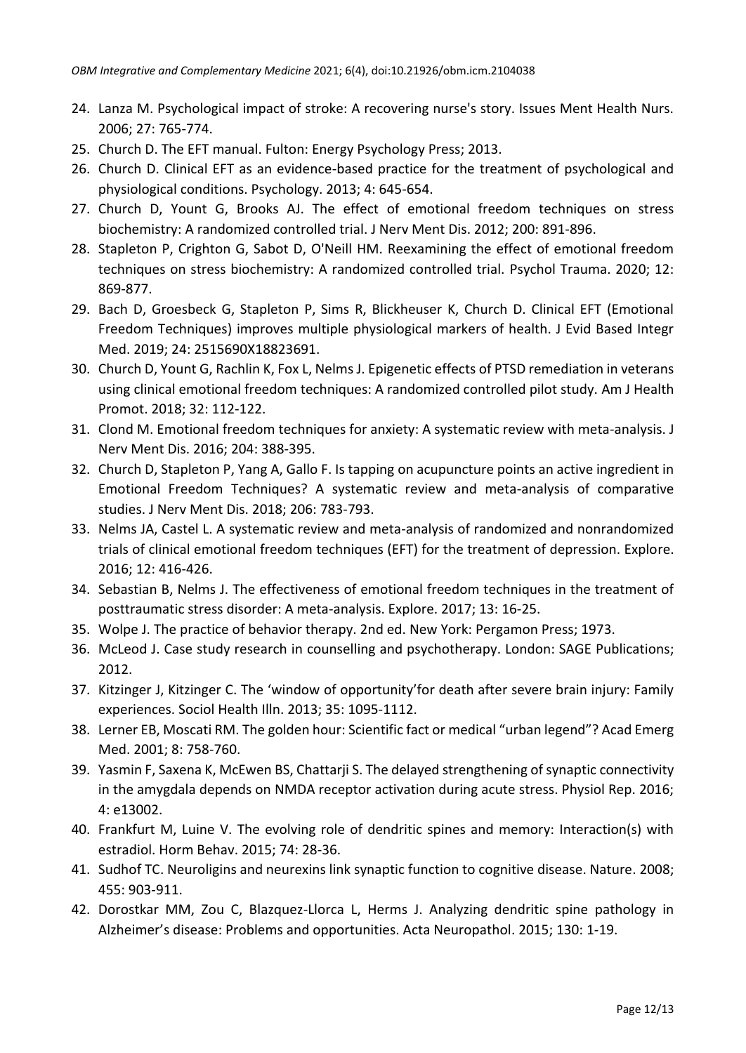24. Lanza M. Psychological impact of stroke: A recovering nurse's story. Issues Ment Health Nurs. 2006; 27: 765-774.
25. Church D. The EFT manual. Fulton: Energy Psychology Press; 2013.
26. Church D. Clinical EFT as an evidence-based practice for the treatment of psychological and physiological conditions. Psychology. 2013; 4: 645-654.
27. Church D, Yount G, Brooks AJ. The effect of emotional freedom techniques on stress biochemistry: A randomized controlled trial. J Nerv Ment Dis. 2012; 200: 891-896.
28. Stapleton P, Crighton G, Sabot D, O'Neill HM. Reexamining the effect of emotional freedom techniques on stress biochemistry: A randomized controlled trial. Psychol Trauma. 2020; 12: 869-877.
29. Bach D, Groesbeck G, Stapleton P, Sims R, Blickheuser K, Church D. Clinical EFT (Emotional Freedom Techniques) improves multiple physiological markers of health. J Evid Based Integr Med. 2019; 24: 2515690X18823691.
30. Church D, Yount G, Rachlin K, Fox L, Nelms J. Epigenetic effects of PTSD remediation in veterans using clinical emotional freedom techniques: A randomized controlled pilot study. Am J Health Promot. 2018; 32: 112-122.
31. Clond M. Emotional freedom techniques for anxiety: A systematic review with meta-analysis. J Nerv Ment Dis. 2016; 204: 388-395.
32. Church D, Stapleton P, Yang A, Gallo F. Is tapping on acupuncture points an active ingredient in Emotional Freedom Techniques? A systematic review and meta-analysis of comparative studies. J Nerv Ment Dis. 2018; 206: 783-793.
33. Nelms JA, Castel L. A systematic review and meta-analysis of randomized and nonrandomized trials of clinical emotional freedom techniques (EFT) for the treatment of depression. Explore. 2016; 12: 416-426.
34. Sebastian B, Nelms J. The effectiveness of emotional freedom techniques in the treatment of posttraumatic stress disorder: A meta-analysis. Explore. 2017; 13: 16-25.
35. Wolpe J. The practice of behavior therapy. 2nd ed. New York: Pergamon Press; 1973.
36. McLeod J. Case study research in counselling and psychotherapy. London: SAGE Publications; 2012.
37. Kitzinger J, Kitzinger C. The 'window of opportunity'for death after severe brain injury: Family experiences. Sociol Health Illn. 2013; 35: 1095-1112.
38. Lerner EB, Moscati RM. The golden hour: Scientific fact or medical "urban legend"? Acad Emerg Med. 2001; 8: 758-760.
39. Yasmin F, Saxena K, McEwen BS, Chattarji S. The delayed strengthening of synaptic connectivity in the amygdala depends on NMDA receptor activation during acute stress. Physiol Rep. 2016; 4: e13002.
40. Frankfurt M, Luine V. The evolving role of dendritic spines and memory: Interaction(s) with estradiol. Horm Behav. 2015; 74: 28-36.
41. Sudhof TC. Neuroligins and neurexins link synaptic function to cognitive disease. Nature. 2008; 455: 903-911.
42. Dorostkar MM, Zou C, Blazquez-Llorca L, Herms J. Analyzing dendritic spine pathology in Alzheimer's disease: Problems and opportunities. Acta Neuropathol. 2015; 130: 1-19.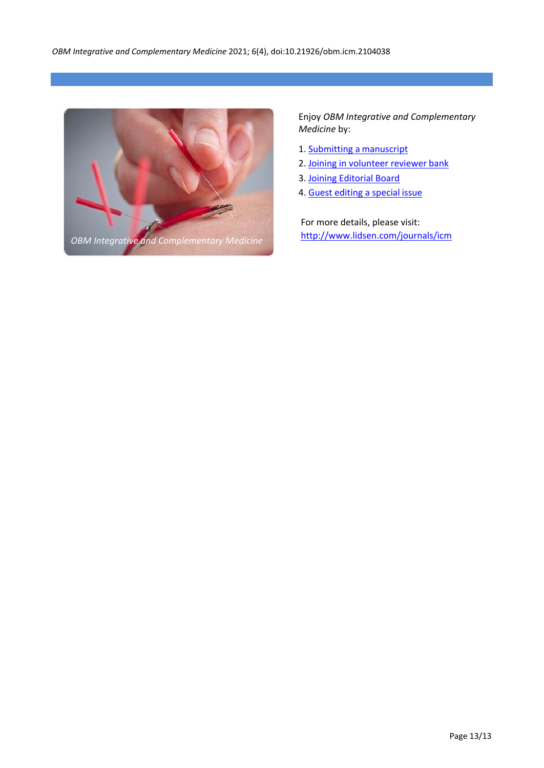Enjoy *OBM Integrative and Complementary Medicine* by:

1. Submitting a manuscript
2. Joining in volunteer reviewer bank
3. Joining Editorial Board
4. Guest editing a special issue

For more details, please visit:
http://www.lidsen.com/journals/icm